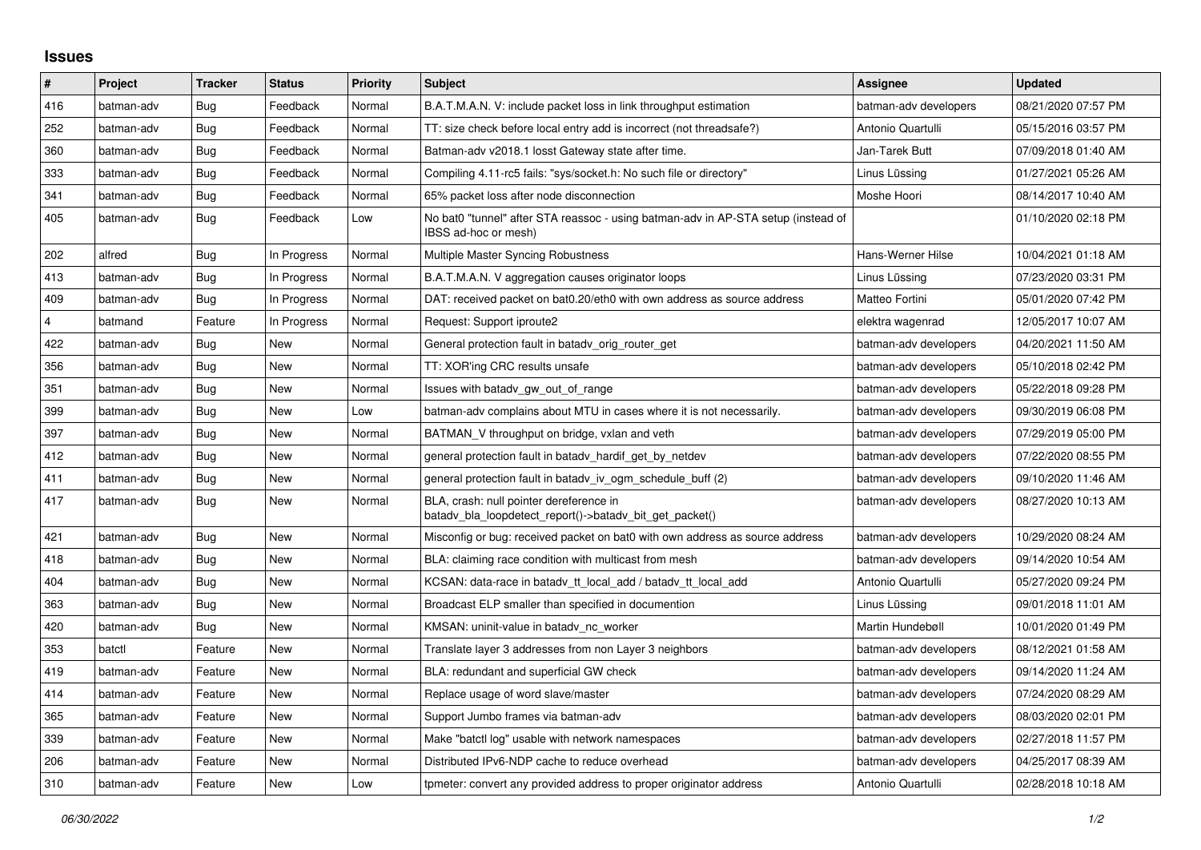## Issues

| # | Project | Tracker | Status | Priority | Subject | Assignee | Updated |
|---|---|---|---|---|---|---|---|
| 416 | batman-adv | Bug | Feedback | Normal | B.A.T.M.A.N. V: include packet loss in link throughput estimation | batman-adv developers | 08/21/2020 07:57 PM |
| 252 | batman-adv | Bug | Feedback | Normal | TT: size check before local entry add is incorrect (not threadsafe?) | Antonio Quartulli | 05/15/2016 03:57 PM |
| 360 | batman-adv | Bug | Feedback | Normal | Batman-adv v2018.1 losst Gateway state after time. | Jan-Tarek Butt | 07/09/2018 01:40 AM |
| 333 | batman-adv | Bug | Feedback | Normal | Compiling 4.11-rc5 fails: "sys/socket.h: No such file or directory" | Linus Lüssing | 01/27/2021 05:26 AM |
| 341 | batman-adv | Bug | Feedback | Normal | 65% packet loss after node disconnection | Moshe Hoori | 08/14/2017 10:40 AM |
| 405 | batman-adv | Bug | Feedback | Low | No bat0 "tunnel" after STA reassoc - using batman-adv in AP-STA setup (instead of IBSS ad-hoc or mesh) | | 01/10/2020 02:18 PM |
| 202 | alfred | Bug | In Progress | Normal | Multiple Master Syncing Robustness | Hans-Werner Hilse | 10/04/2021 01:18 AM |
| 413 | batman-adv | Bug | In Progress | Normal | B.A.T.M.A.N. V aggregation causes originator loops | Linus Lüssing | 07/23/2020 03:31 PM |
| 409 | batman-adv | Bug | In Progress | Normal | DAT: received packet on bat0.20/eth0 with own address as source address | Matteo Fortini | 05/01/2020 07:42 PM |
| 4 | batmand | Feature | In Progress | Normal | Request: Support iproute2 | elektra wagenrad | 12/05/2017 10:07 AM |
| 422 | batman-adv | Bug | New | Normal | General protection fault in batadv_orig_router_get | batman-adv developers | 04/20/2021 11:50 AM |
| 356 | batman-adv | Bug | New | Normal | TT: XOR'ing CRC results unsafe | batman-adv developers | 05/10/2018 02:42 PM |
| 351 | batman-adv | Bug | New | Normal | Issues with batadv_gw_out_of_range | batman-adv developers | 05/22/2018 09:28 PM |
| 399 | batman-adv | Bug | New | Low | batman-adv complains about MTU in cases where it is not necessarily. | batman-adv developers | 09/30/2019 06:08 PM |
| 397 | batman-adv | Bug | New | Normal | BATMAN_V throughput on bridge, vxlan and veth | batman-adv developers | 07/29/2019 05:00 PM |
| 412 | batman-adv | Bug | New | Normal | general protection fault in batadv_hardif_get_by_netdev | batman-adv developers | 07/22/2020 08:55 PM |
| 411 | batman-adv | Bug | New | Normal | general protection fault in batadv_iv_ogm_schedule_buff (2) | batman-adv developers | 09/10/2020 11:46 AM |
| 417 | batman-adv | Bug | New | Normal | BLA, crash: null pointer dereference in batadv_bla_loopdetect_report()->batadv_bit_get_packet() | batman-adv developers | 08/27/2020 10:13 AM |
| 421 | batman-adv | Bug | New | Normal | Misconfig or bug: received packet on bat0 with own address as source address | batman-adv developers | 10/29/2020 08:24 AM |
| 418 | batman-adv | Bug | New | Normal | BLA: claiming race condition with multicast from mesh | batman-adv developers | 09/14/2020 10:54 AM |
| 404 | batman-adv | Bug | New | Normal | KCSAN: data-race in batadv_tt_local_add / batadv_tt_local_add | Antonio Quartulli | 05/27/2020 09:24 PM |
| 363 | batman-adv | Bug | New | Normal | Broadcast ELP smaller than specified in documention | Linus Lüssing | 09/01/2018 11:01 AM |
| 420 | batman-adv | Bug | New | Normal | KMSAN: uninit-value in batadv_nc_worker | Martin Hundebøll | 10/01/2020 01:49 PM |
| 353 | batctl | Feature | New | Normal | Translate layer 3 addresses from non Layer 3 neighbors | batman-adv developers | 08/12/2021 01:58 AM |
| 419 | batman-adv | Feature | New | Normal | BLA: redundant and superficial GW check | batman-adv developers | 09/14/2020 11:24 AM |
| 414 | batman-adv | Feature | New | Normal | Replace usage of word slave/master | batman-adv developers | 07/24/2020 08:29 AM |
| 365 | batman-adv | Feature | New | Normal | Support Jumbo frames via batman-adv | batman-adv developers | 08/03/2020 02:01 PM |
| 339 | batman-adv | Feature | New | Normal | Make "batctl log" usable with network namespaces | batman-adv developers | 02/27/2018 11:57 PM |
| 206 | batman-adv | Feature | New | Normal | Distributed IPv6-NDP cache to reduce overhead | batman-adv developers | 04/25/2017 08:39 AM |
| 310 | batman-adv | Feature | New | Low | tpmeter: convert any provided address to proper originator address | Antonio Quartulli | 02/28/2018 10:18 AM |

*06/30/2022*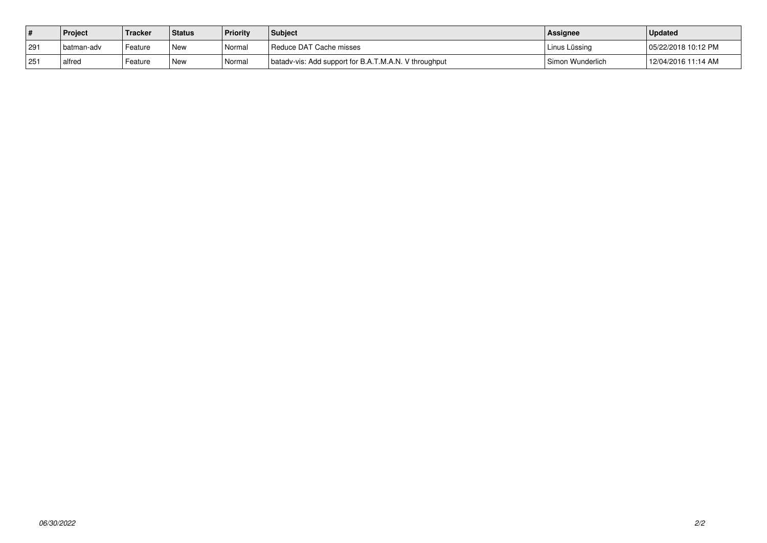| # | Project | Tracker | Status | Priority | Subject | Assignee | Updated |
|---|---|---|---|---|---|---|---|
| 291 | batman-adv | Feature | New | Normal | Reduce DAT Cache misses | Linus Lüssing | 05/22/2018 10:12 PM |
| 251 | alfred | Feature | New | Normal | batadv-vis: Add support for B.A.T.M.A.N. V throughput | Simon Wunderlich | 12/04/2016 11:14 AM |